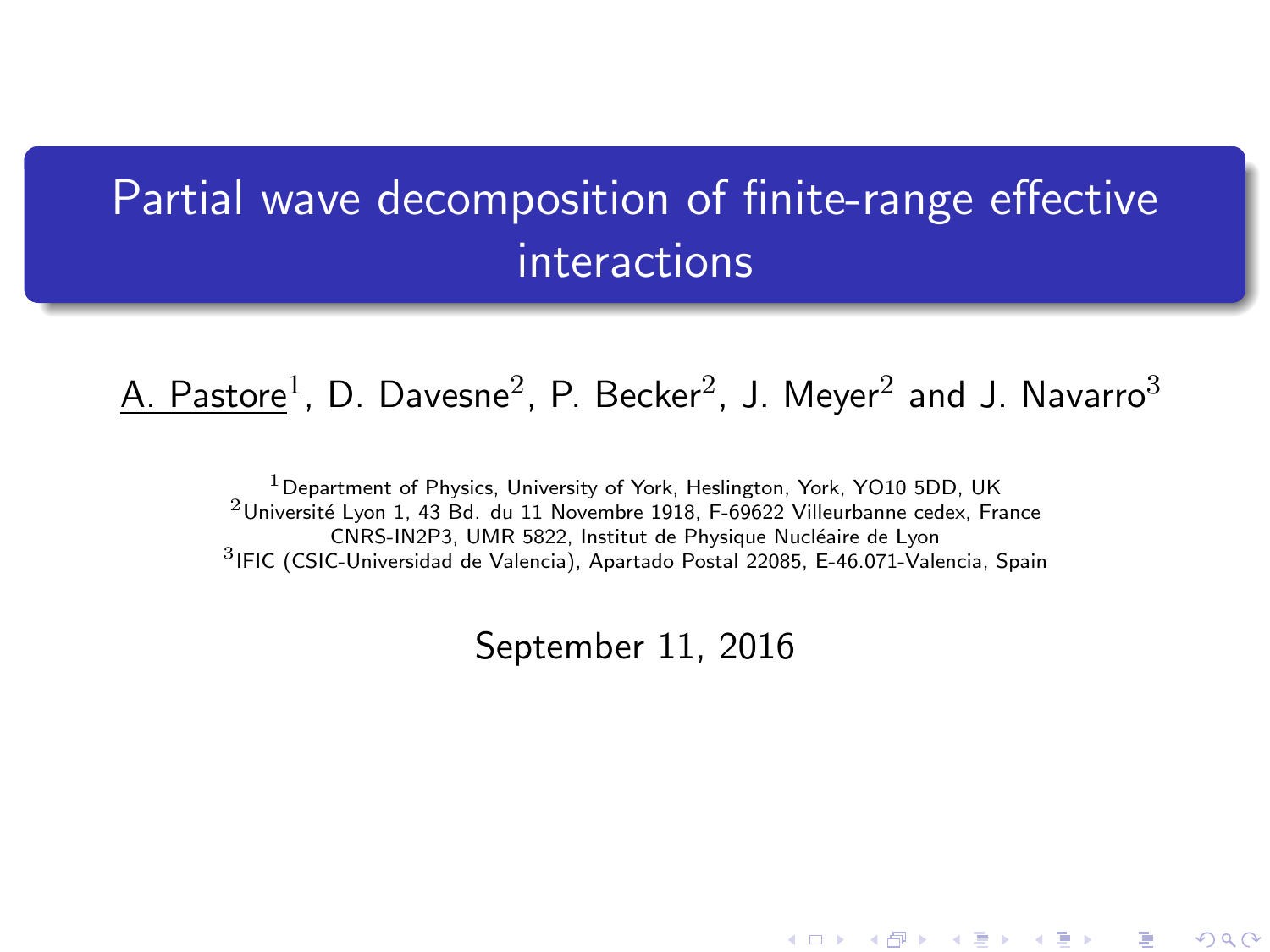# Partial wave decomposition of finite-range effective interactions

A. Pastore[1], D. Davesne[2], P. Becker[2], J. Meyer[2] and J. Navarro[3]

[1] Department of Physics, University of York, Heslington, York, YO10 5DD, UK
[2] Université Lyon 1, 43 Bd. du 11 Novembre 1918, F-69622 Villeurbanne cedex, France
CNRS-IN2P3, UMR 5822, Institut de Physique Nucléaire de Lyon
[3] IFIC (CSIC-Universidad de Valencia), Apartado Postal 22085, E-46.071-Valencia, Spain

September 11, 2016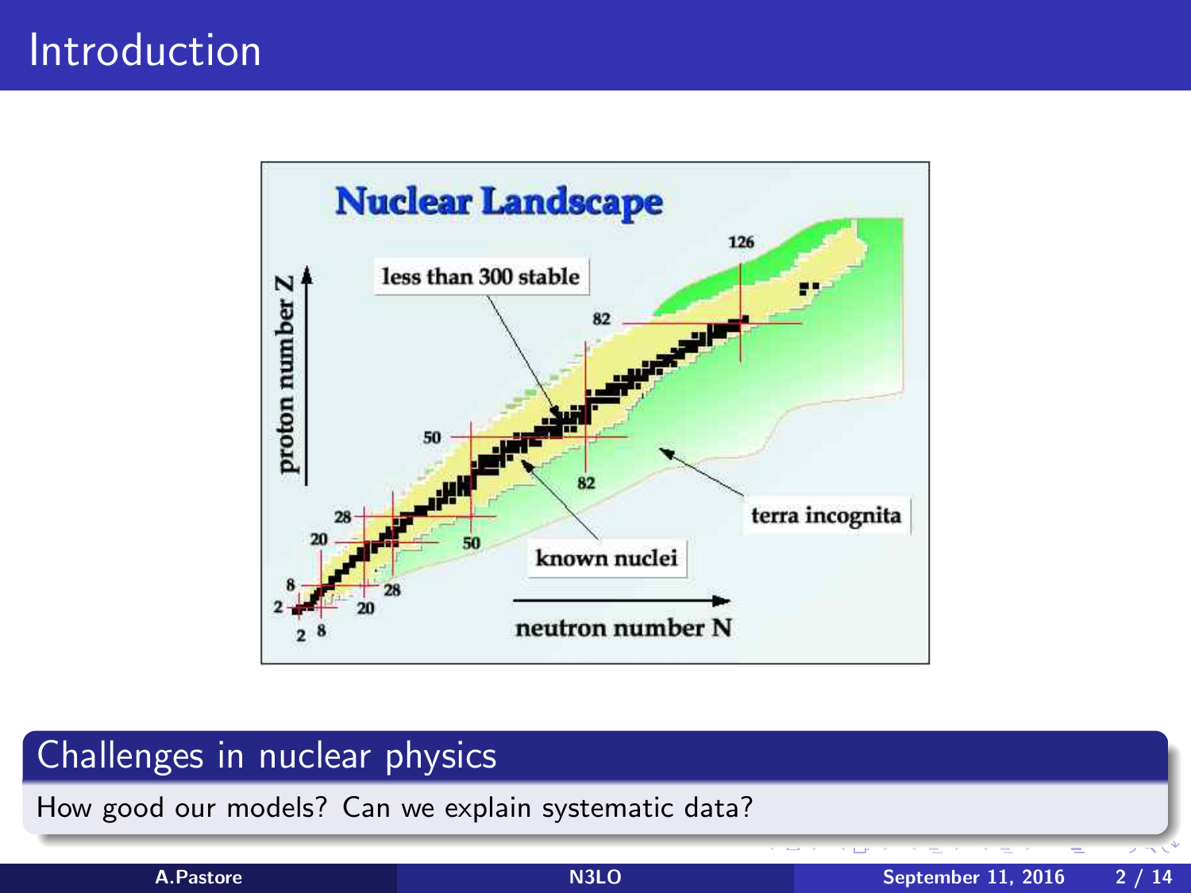# Introduction

Nuclear Landscape

less than 300 stable

known nuclei

terra incognita

proton number Z

neutron number N

## Challenges in nuclear physics

How good our models? Can we explain systematic data?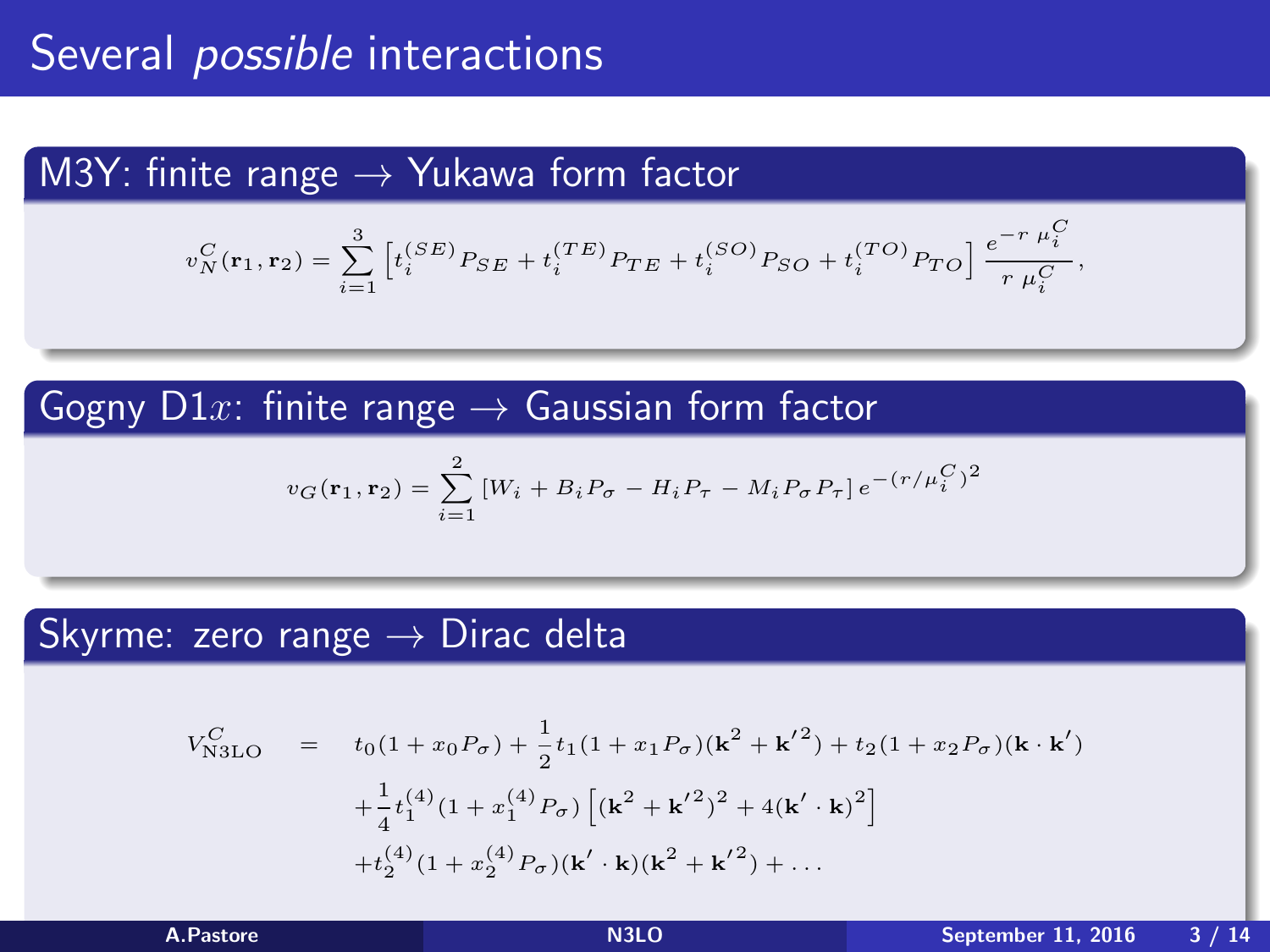# Several *possible* interactions

## M3Y: finite range → Yukawa form factor

$$v_N^C(\mathbf{r}_1, \mathbf{r}_2) = \sum_{i=1}^{3} \left[ t_i^{(SE)} P_{SE} + t_i^{(TE)} P_{TE} + t_i^{(SO)} P_{SO} + t_i^{(TO)} P_{TO} \right] \frac{e^{-r\,\mu_i^C}}{r\,\mu_i^C},$$

## Gogny D1$x$: finite range → Gaussian form factor

$$v_G(\mathbf{r}_1, \mathbf{r}_2) = \sum_{i=1}^{2} \left[ W_i + B_i P_\sigma - H_i P_\tau - M_i P_\sigma P_\tau \right] e^{-(r/\mu_i^C)^2}$$

## Skyrme: zero range → Dirac delta

$$\begin{aligned} V_{\mathrm{N3LO}}^C \quad = \quad & t_0(1 + x_0 P_\sigma) + \frac{1}{2} t_1 (1 + x_1 P_\sigma)(\mathbf{k}^2 + \mathbf{k}'^2) + t_2(1 + x_2 P_\sigma)(\mathbf{k} \cdot \mathbf{k}') \\ & + \frac{1}{4} t_1^{(4)} (1 + x_1^{(4)} P_\sigma) \left[ (\mathbf{k}^2 + \mathbf{k}'^2)^2 + 4(\mathbf{k}' \cdot \mathbf{k})^2 \right] \\ & + t_2^{(4)} (1 + x_2^{(4)} P_\sigma)(\mathbf{k}' \cdot \mathbf{k})(\mathbf{k}^2 + \mathbf{k}'^2) + \ldots \end{aligned}$$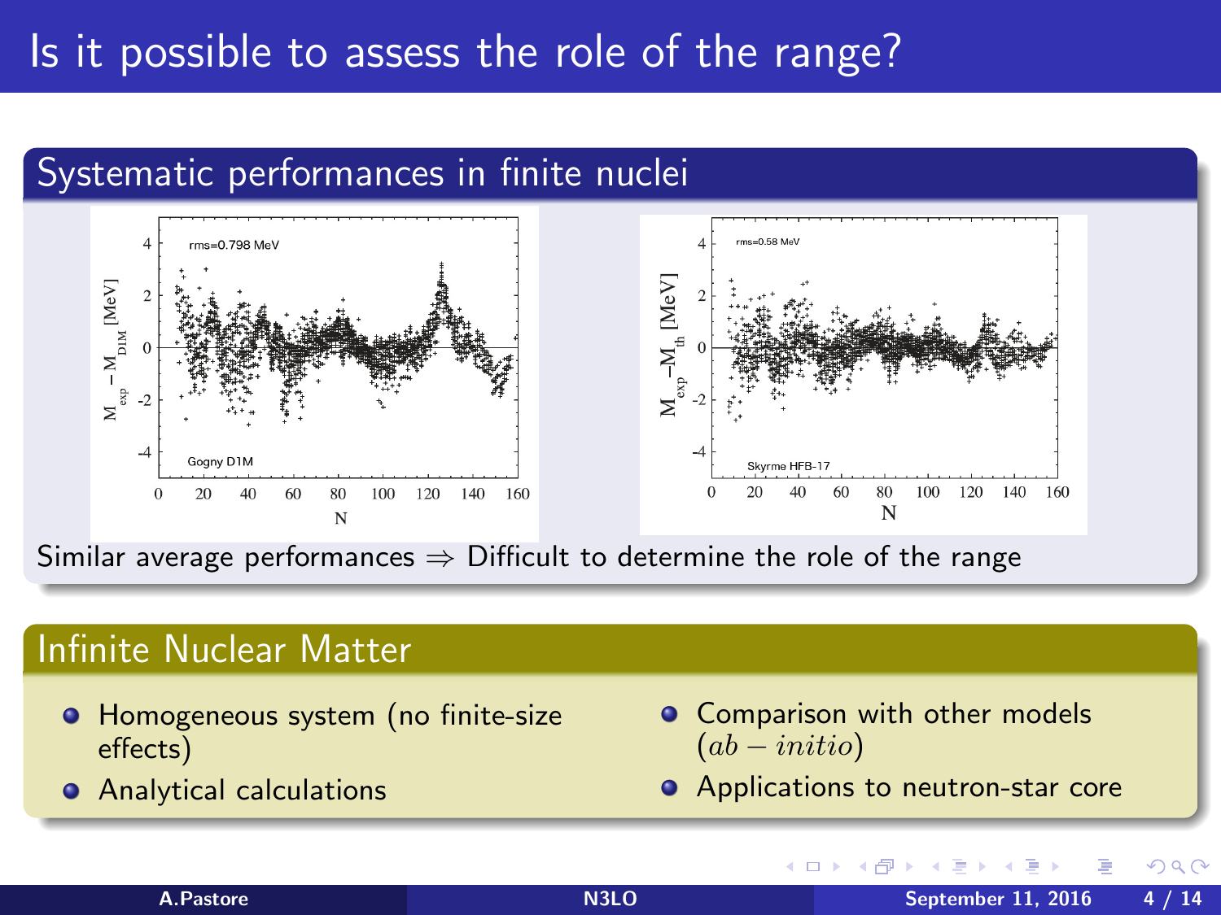# Is it possible to assess the role of the range?

## Systematic performances in finite nuclei

Similar average performances ⇒ Difficult to determine the role of the range

## Infinite Nuclear Matter

- Homogeneous system (no finite-size effects)
- Analytical calculations
- Comparison with other models ($ab-initio$)
- Applications to neutron-star core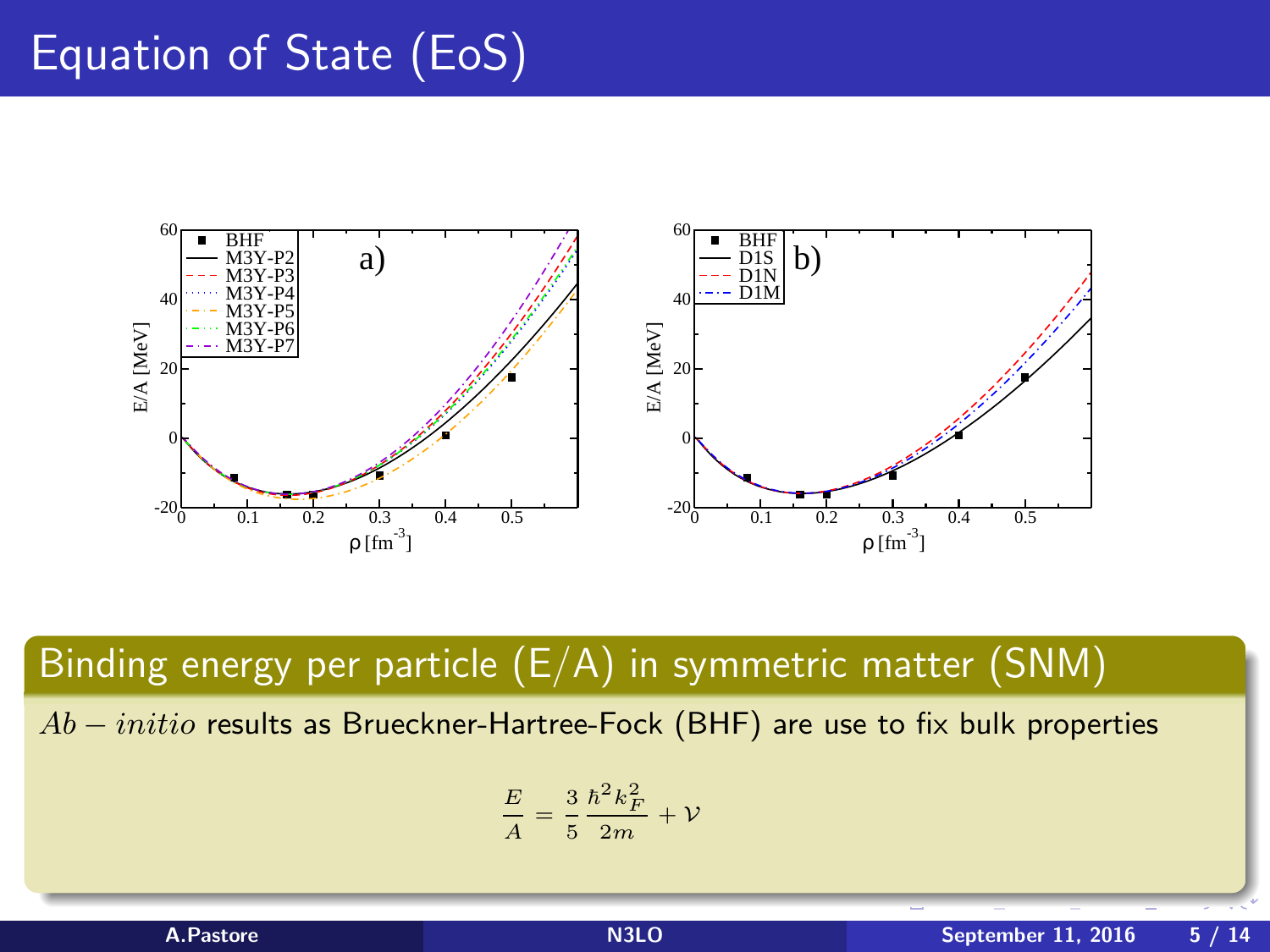# Equation of State (EoS)

## Binding energy per particle (E/A) in symmetric matter (SNM)

$Ab-initio$ results as Brueckner-Hartree-Fock (BHF) are use to fix bulk properties

$$\frac{E}{A} = \frac{3}{5}\frac{\hbar^2 k_F^2}{2m} + \mathcal{V}$$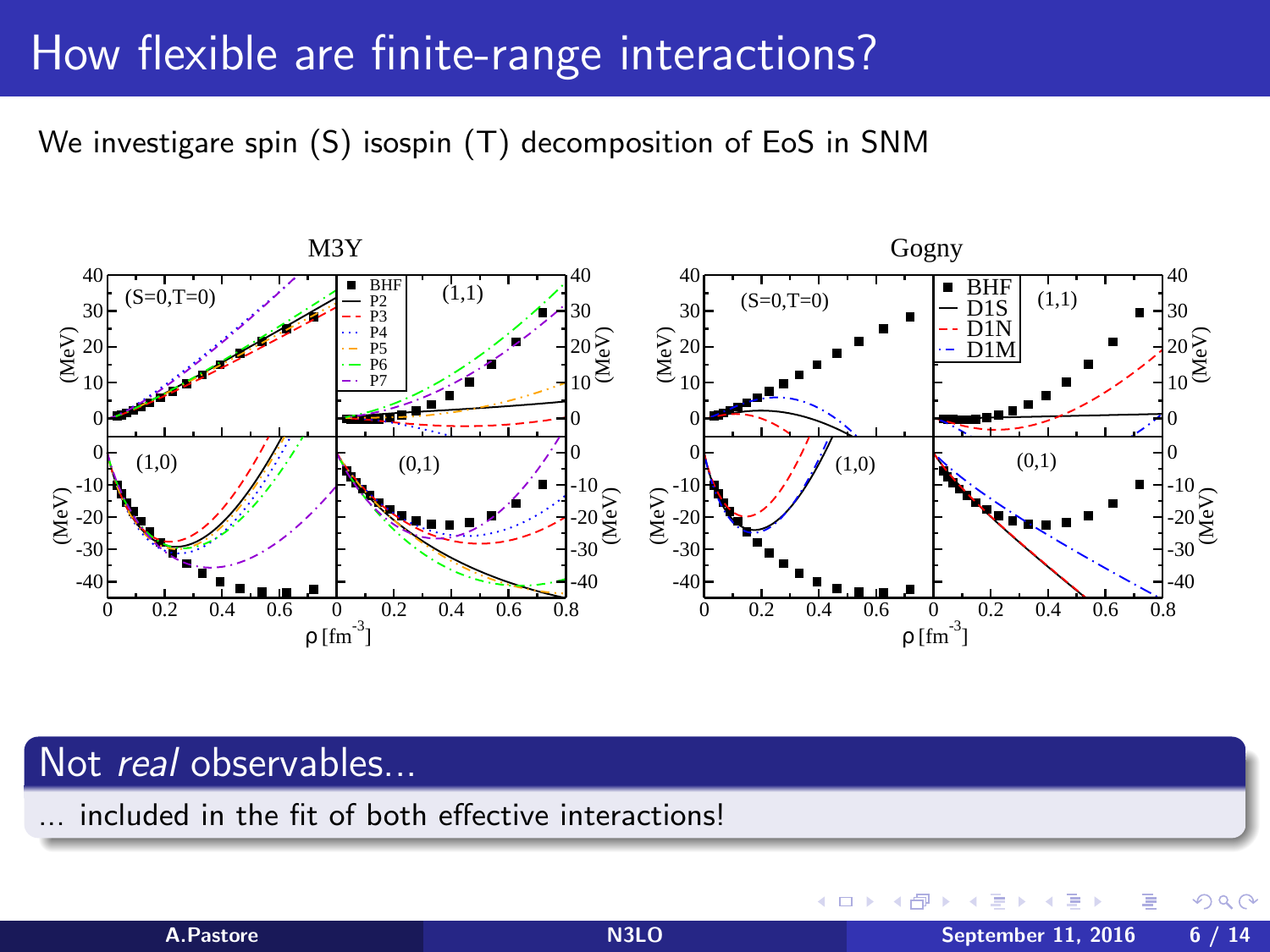# How flexible are finite-range interactions?

We investigare spin (S) isospin (T) decomposition of EoS in SNM

## Not *real* observables...

... included in the fit of both effective interactions!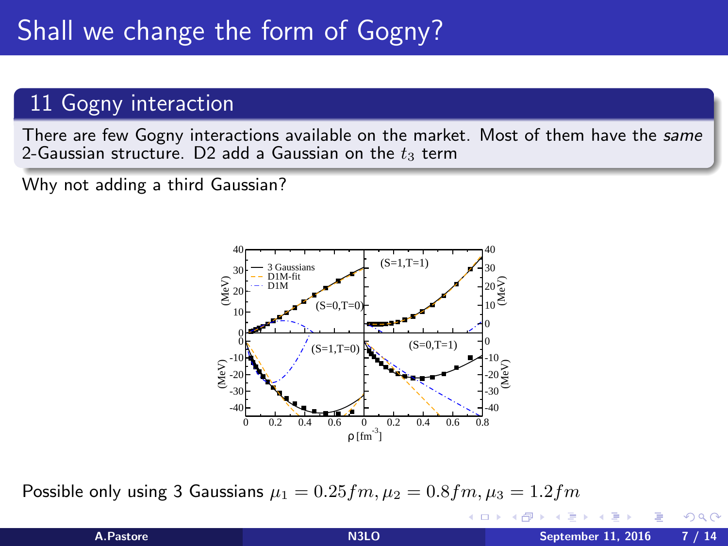# Shall we change the form of Gogny?

## 11 Gogny interaction

There are few Gogny interactions available on the market. Most of them have the *same* 2-Gaussian structure. D2 add a Gaussian on the $t_3$ term

Why not adding a third Gaussian?

Possible only using 3 Gaussians $\mu_1 = 0.25 fm, \mu_2 = 0.8 fm, \mu_3 = 1.2 fm$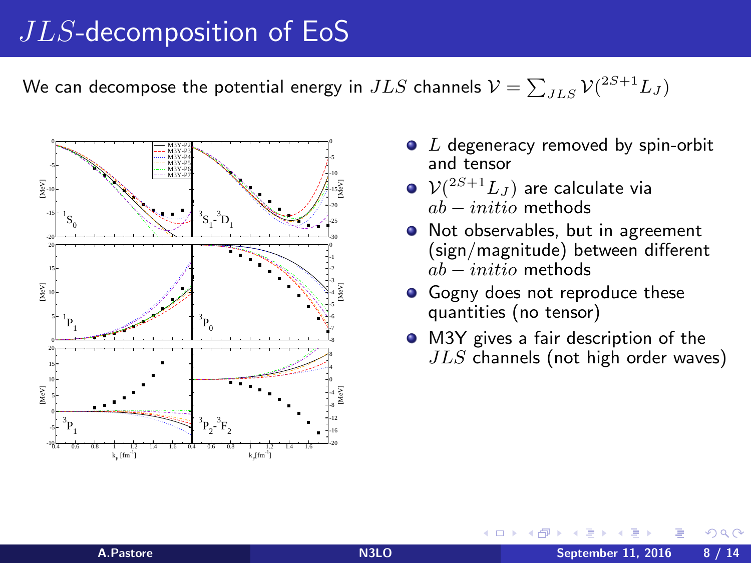# $JLS$-decomposition of EoS

We can decompose the potential energy in $JLS$ channels $\mathcal{V} = \sum_{JLS} \mathcal{V}(^{2S+1}L_J)$

- $L$ degeneracy removed by spin-orbit and tensor
- $\mathcal{V}(^{2S+1}L_J)$ are calculate via $ab-initio$ methods
- Not observables, but in agreement (sign/magnitude) between different $ab-initio$ methods
- Gogny does not reproduce these quantities (no tensor)
- M3Y gives a fair description of the $JLS$ channels (not high order waves)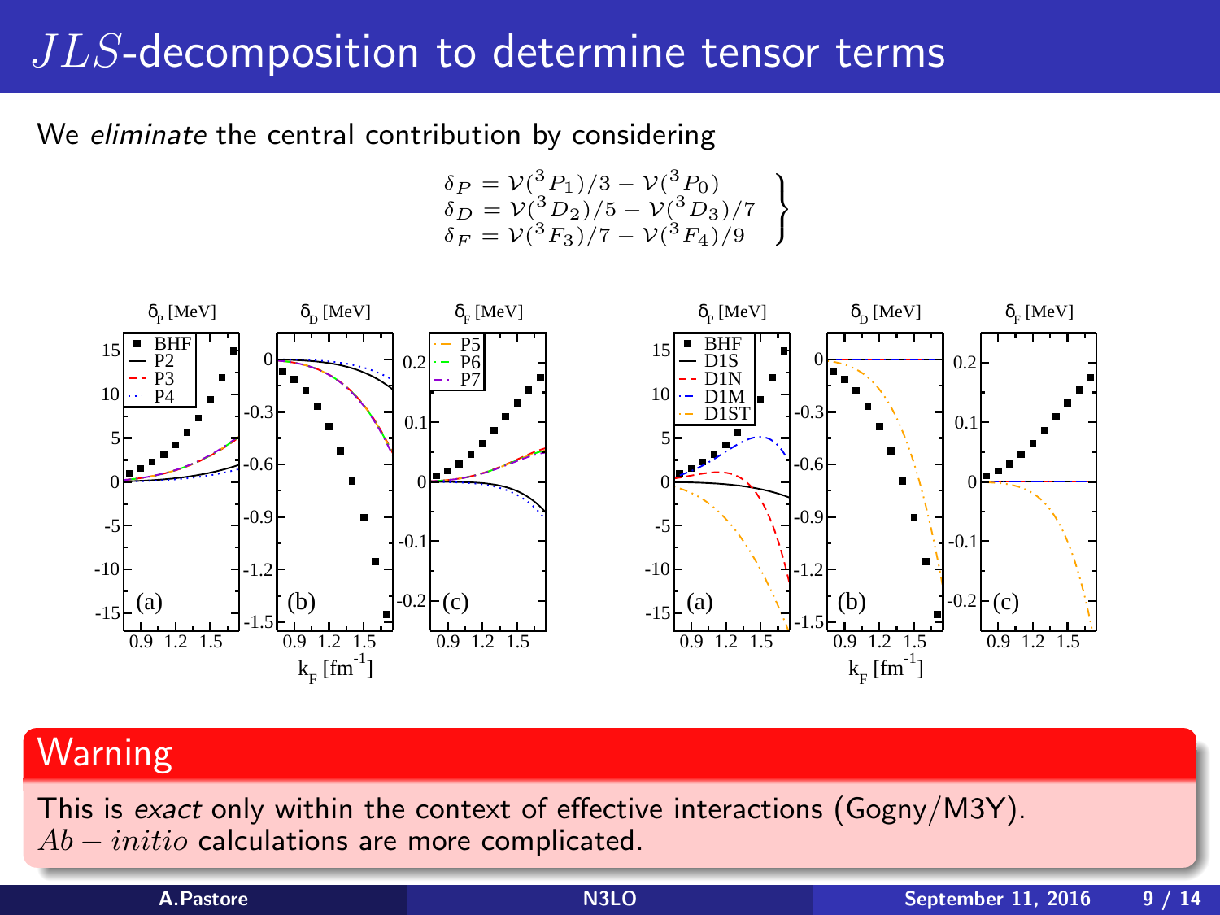# $JLS$-decomposition to determine tensor terms

We *eliminate* the central contribution by considering

$$
\left.
\begin{aligned}
\delta_P &= \mathcal{V}(^3P_1)/3 - \mathcal{V}(^3P_0) \\
\delta_D &= \mathcal{V}(^3D_2)/5 - \mathcal{V}(^3D_3)/7 \\
\delta_F &= \mathcal{V}(^3F_3)/7 - \mathcal{V}(^3F_4)/9
\end{aligned}
\right\}
$$

## Warning

This is *exact* only within the context of effective interactions (Gogny/M3Y).
$Ab-initio$ calculations are more complicated.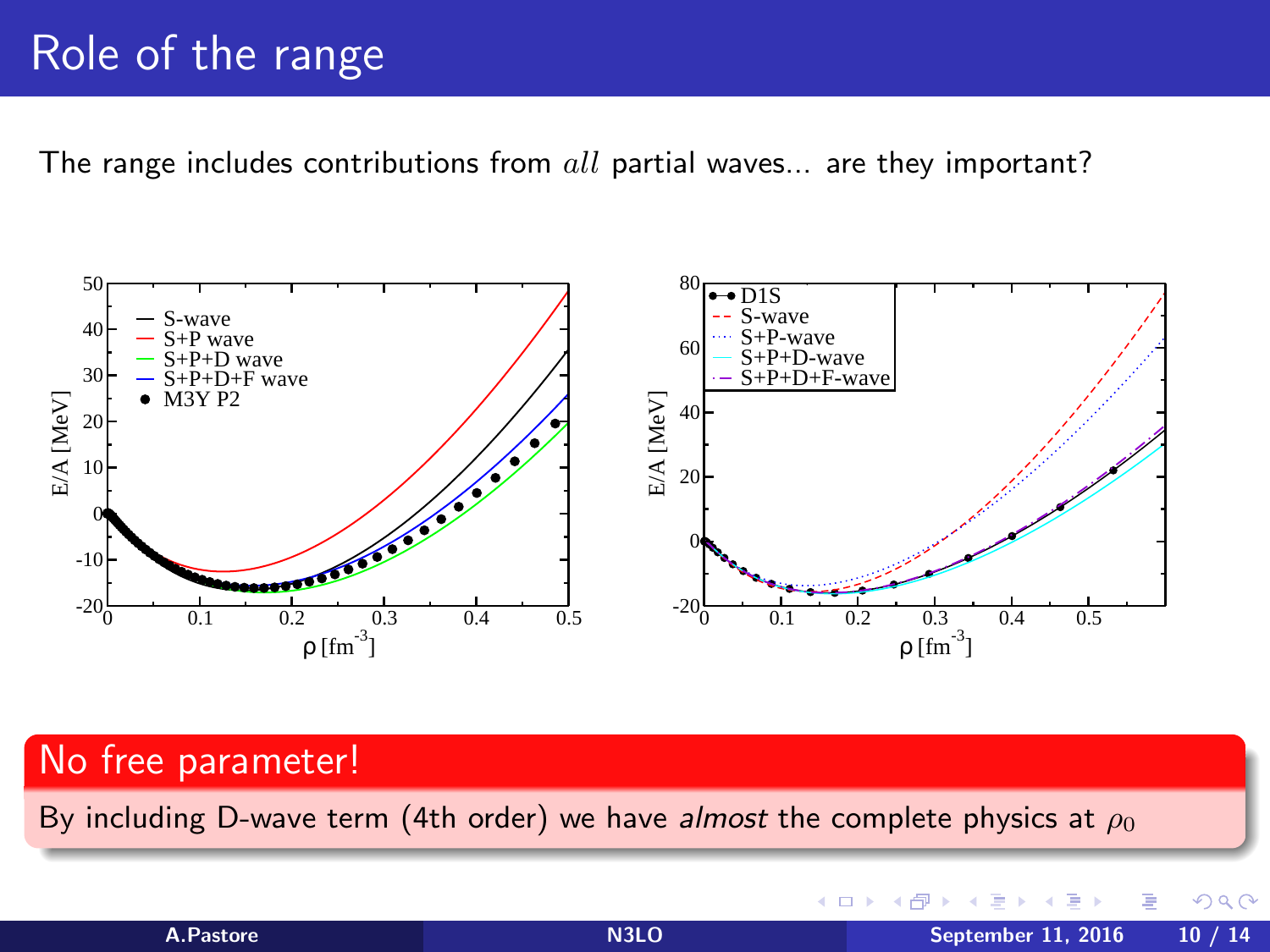# Role of the range

The range includes contributions from *all* partial waves... are they important?

**No free parameter!**

By including D-wave term (4th order) we have *almost* the complete physics at $\rho_0$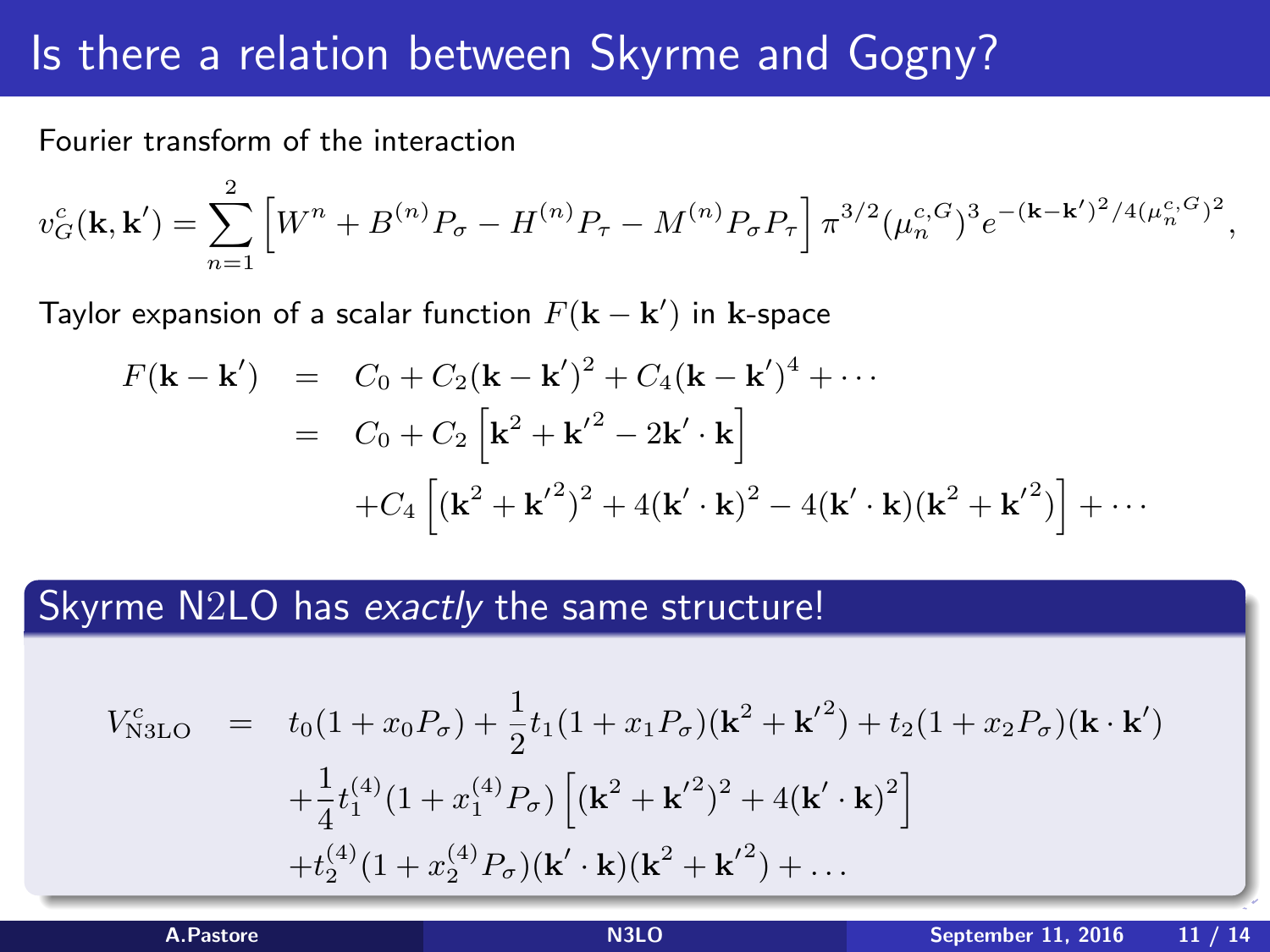# Is there a relation between Skyrme and Gogny?

Fourier transform of the interaction

$$v_G^c(\mathbf{k},\mathbf{k}') = \sum_{n=1}^{2}\left[W^n + B^{(n)}P_\sigma - H^{(n)}P_\tau - M^{(n)}P_\sigma P_\tau\right]\pi^{3/2}(\mu_n^{c,G})^3 e^{-(\mathbf{k}-\mathbf{k}')^2/4(\mu_n^{c,G})^2},$$

Taylor expansion of a scalar function $F(\mathbf{k}-\mathbf{k}')$ in $\mathbf{k}$-space

$$\begin{aligned}
F(\mathbf{k}-\mathbf{k}') &= C_0 + C_2(\mathbf{k}-\mathbf{k}')^2 + C_4(\mathbf{k}-\mathbf{k}')^4 + \cdots \\
&= C_0 + C_2\left[\mathbf{k}^2 + \mathbf{k}'^2 - 2\mathbf{k}'\cdot\mathbf{k}\right] \\
&\quad + C_4\left[(\mathbf{k}^2+\mathbf{k}'^2)^2 + 4(\mathbf{k}'\cdot\mathbf{k})^2 - 4(\mathbf{k}'\cdot\mathbf{k})(\mathbf{k}^2+\mathbf{k}'^2)\right] + \cdots
\end{aligned}$$

## Skyrme N2LO has *exactly* the same structure!

$$\begin{aligned}
V^c_{\mathrm{N3LO}} &= t_0(1+x_0P_\sigma) + \frac{1}{2}t_1(1+x_1P_\sigma)(\mathbf{k}^2+\mathbf{k}'^2) + t_2(1+x_2P_\sigma)(\mathbf{k}\cdot\mathbf{k}') \\
&\quad + \frac{1}{4}t_1^{(4)}(1+x_1^{(4)}P_\sigma)\left[(\mathbf{k}^2+\mathbf{k}'^2)^2 + 4(\mathbf{k}'\cdot\mathbf{k})^2\right] \\
&\quad + t_2^{(4)}(1+x_2^{(4)}P_\sigma)(\mathbf{k}'\cdot\mathbf{k})(\mathbf{k}^2+\mathbf{k}'^2) + \ldots
\end{aligned}$$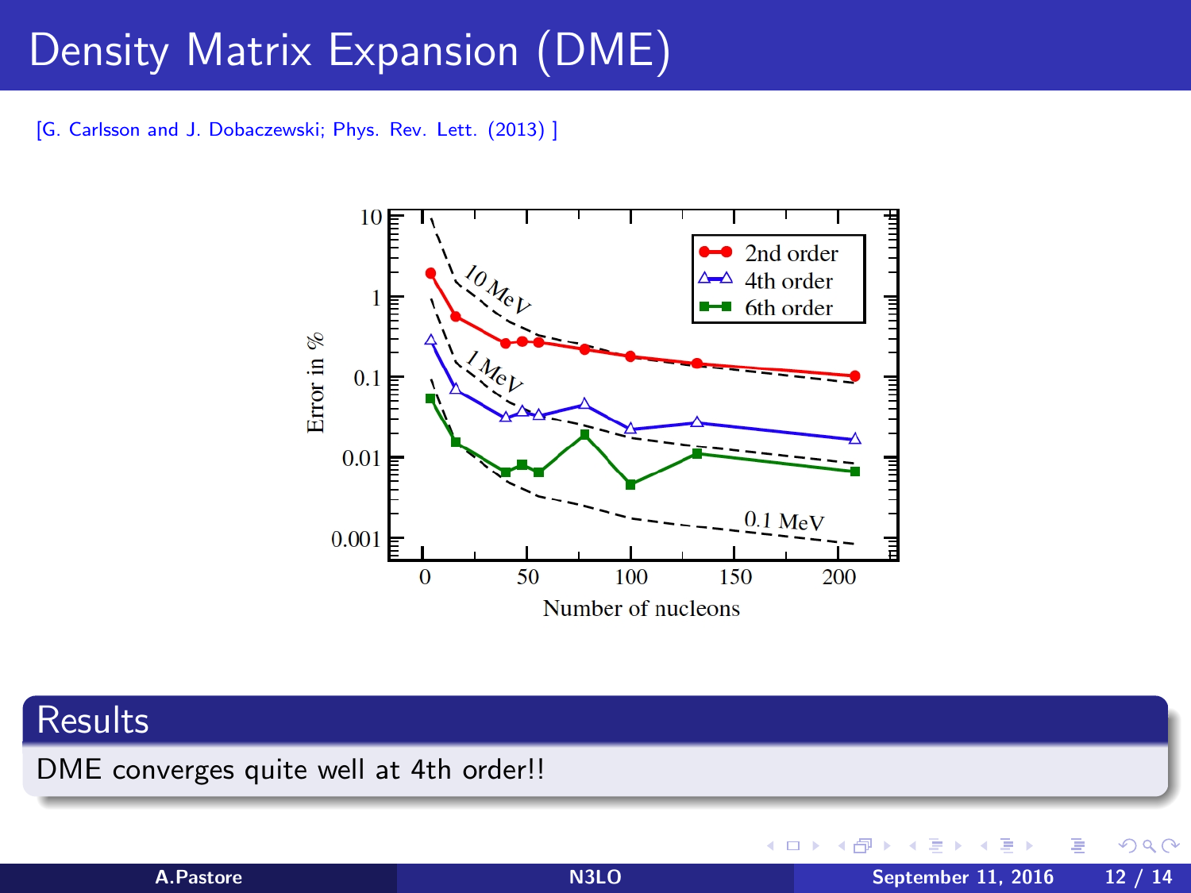# Density Matrix Expansion (DME)

[G. Carlsson and J. Dobaczewski; Phys. Rev. Lett. (2013) ]

## Results

DME converges quite well at 4th order!!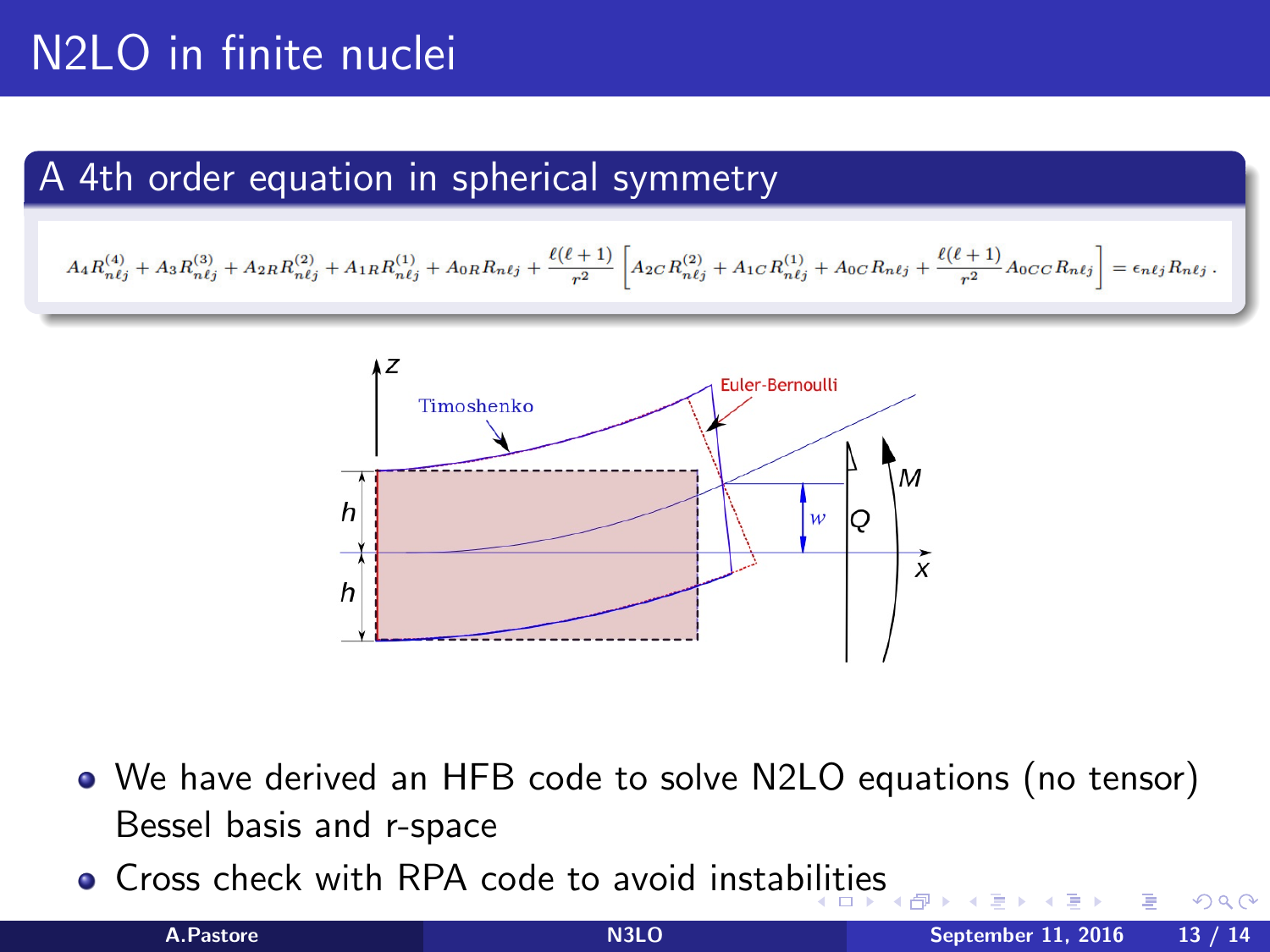# N2LO in finite nuclei

## A 4th order equation in spherical symmetry

$$A_4 R^{(4)}_{n\ell j} + A_3 R^{(3)}_{n\ell j} + A_{2R} R^{(2)}_{n\ell j} + A_{1R} R^{(1)}_{n\ell j} + A_{0R} R_{n\ell j} + \frac{\ell(\ell+1)}{r^2}\left[A_{2C} R^{(2)}_{n\ell j} + A_{1C} R^{(1)}_{n\ell j} + A_{0C} R_{n\ell j} + \frac{\ell(\ell+1)}{r^2} A_{0CC} R_{n\ell j}\right] = \epsilon_{n\ell j} R_{n\ell j}\,.$$

- We have derived an HFB code to solve N2LO equations (no tensor) Bessel basis and r-space
- Cross check with RPA code to avoid instabilities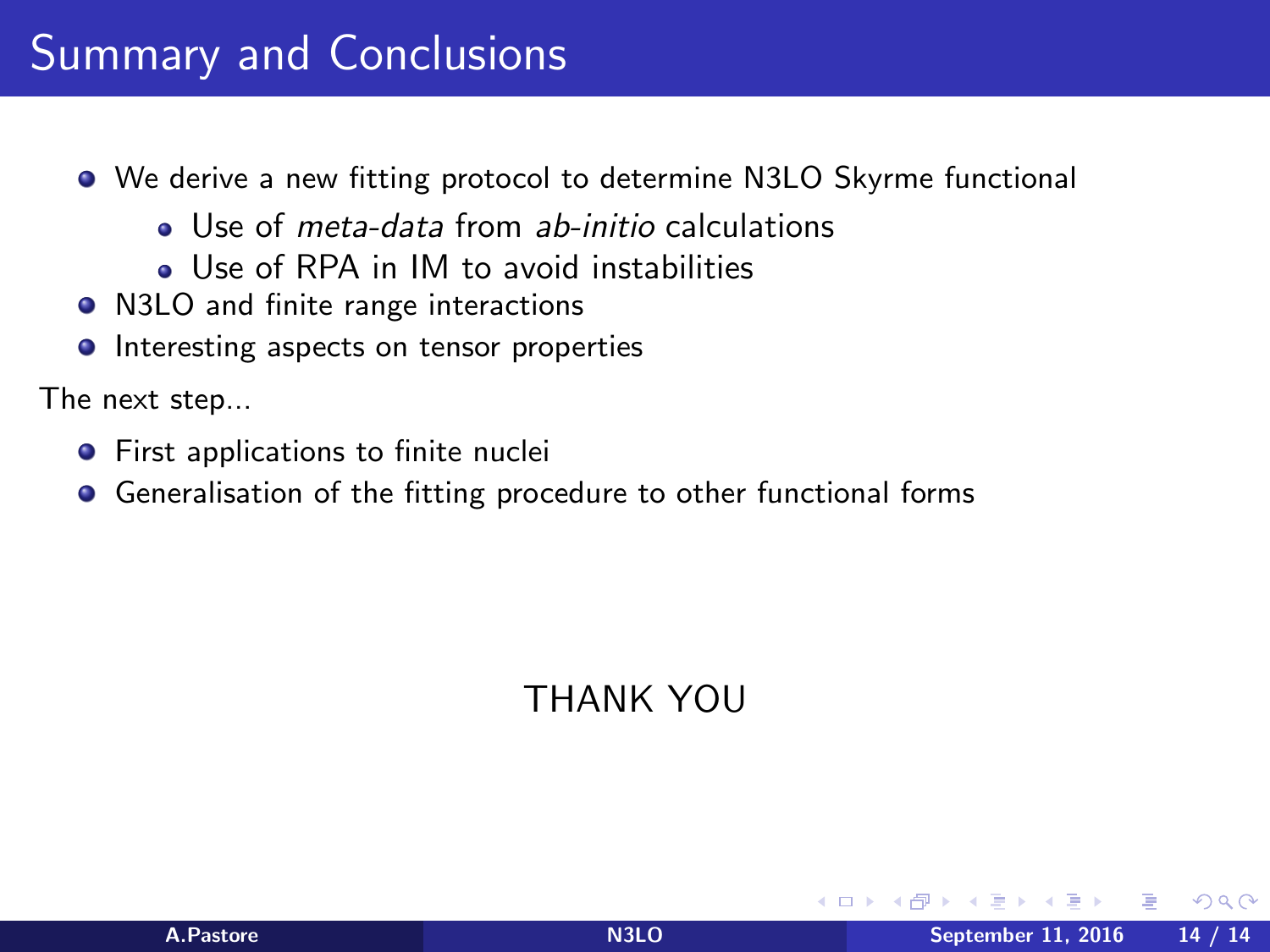# Summary and Conclusions

- We derive a new fitting protocol to determine N3LO Skyrme functional
  - Use of *meta-data* from *ab-initio* calculations
  - Use of RPA in IM to avoid instabilities
- N3LO and finite range interactions
- Interesting aspects on tensor properties

The next step...

- First applications to finite nuclei
- Generalisation of the fitting procedure to other functional forms

THANK YOU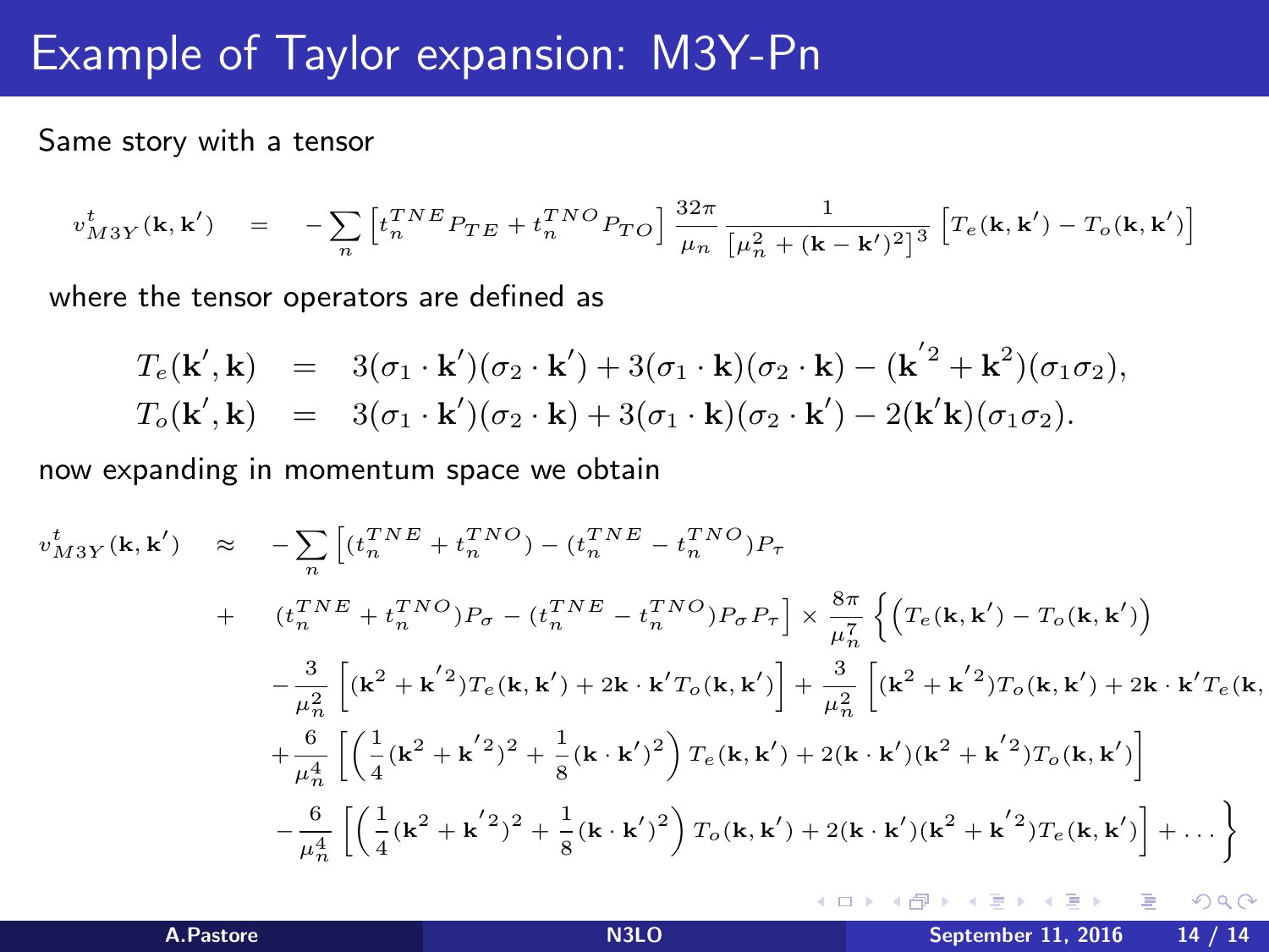# Example of Taylor expansion: M3Y-Pn

Same story with a tensor

$$
v^t_{M3Y}(\mathbf{k},\mathbf{k}') \quad = \quad -\sum_n \left[ t_n^{TNE} P_{TE} + t_n^{TNO} P_{TO} \right] \frac{32\pi}{\mu_n} \frac{1}{\left[\mu_n^2 + (\mathbf{k}-\mathbf{k}')^2\right]^3} \left[ T_e(\mathbf{k},\mathbf{k}') - T_o(\mathbf{k},\mathbf{k}') \right]
$$

where the tensor operators are defined as

$$
\begin{aligned}
T_e(\mathbf{k}',\mathbf{k}) &= 3(\sigma_1 \cdot \mathbf{k}')(\sigma_2 \cdot \mathbf{k}') + 3(\sigma_1 \cdot \mathbf{k})(\sigma_2 \cdot \mathbf{k}) - (\mathbf{k}'^2 + \mathbf{k}^2)(\sigma_1 \sigma_2), \\
T_o(\mathbf{k}',\mathbf{k}) &= 3(\sigma_1 \cdot \mathbf{k}')(\sigma_2 \cdot \mathbf{k}) + 3(\sigma_1 \cdot \mathbf{k})(\sigma_2 \cdot \mathbf{k}') - 2(\mathbf{k}'\mathbf{k})(\sigma_1 \sigma_2).
\end{aligned}
$$

now expanding in momentum space we obtain

$$
\begin{aligned}
v^t_{M3Y}(\mathbf{k},\mathbf{k}') \quad \approx \quad & -\sum_n \Big[ (t_n^{TNE} + t_n^{TNO}) - (t_n^{TNE} - t_n^{TNO}) P_\tau \\
+ \quad & (t_n^{TNE} + t_n^{TNO}) P_\sigma - (t_n^{TNE} - t_n^{TNO}) P_\sigma P_\tau \Big] \times \frac{8\pi}{\mu_n^7} \Big\{ \Big( T_e(\mathbf{k},\mathbf{k}') - T_o(\mathbf{k},\mathbf{k}') \Big) \\
& -\frac{3}{\mu_n^2} \left[ (\mathbf{k}^2 + \mathbf{k}'^2) T_e(\mathbf{k},\mathbf{k}') + 2\mathbf{k}\cdot\mathbf{k}' T_o(\mathbf{k},\mathbf{k}') \right] + \frac{3}{\mu_n^2} \Big[ (\mathbf{k}^2 + \mathbf{k}'^2) T_o(\mathbf{k},\mathbf{k}') + 2\mathbf{k}\cdot\mathbf{k}' T_e(\mathbf{k}, \\
& +\frac{6}{\mu_n^4} \left[ \left( \frac{1}{4}(\mathbf{k}^2 + \mathbf{k}'^2)^2 + \frac{1}{8}(\mathbf{k}\cdot\mathbf{k}')^2 \right) T_e(\mathbf{k},\mathbf{k}') + 2(\mathbf{k}\cdot\mathbf{k}')(\mathbf{k}^2 + \mathbf{k}'^2) T_o(\mathbf{k},\mathbf{k}') \right] \\
& -\frac{6}{\mu_n^4} \left[ \left( \frac{1}{4}(\mathbf{k}^2 + \mathbf{k}'^2)^2 + \frac{1}{8}(\mathbf{k}\cdot\mathbf{k}')^2 \right) T_o(\mathbf{k},\mathbf{k}') + 2(\mathbf{k}\cdot\mathbf{k}')(\mathbf{k}^2 + \mathbf{k}'^2) T_e(\mathbf{k},\mathbf{k}') \right] + \ldots \Big\}
\end{aligned}
$$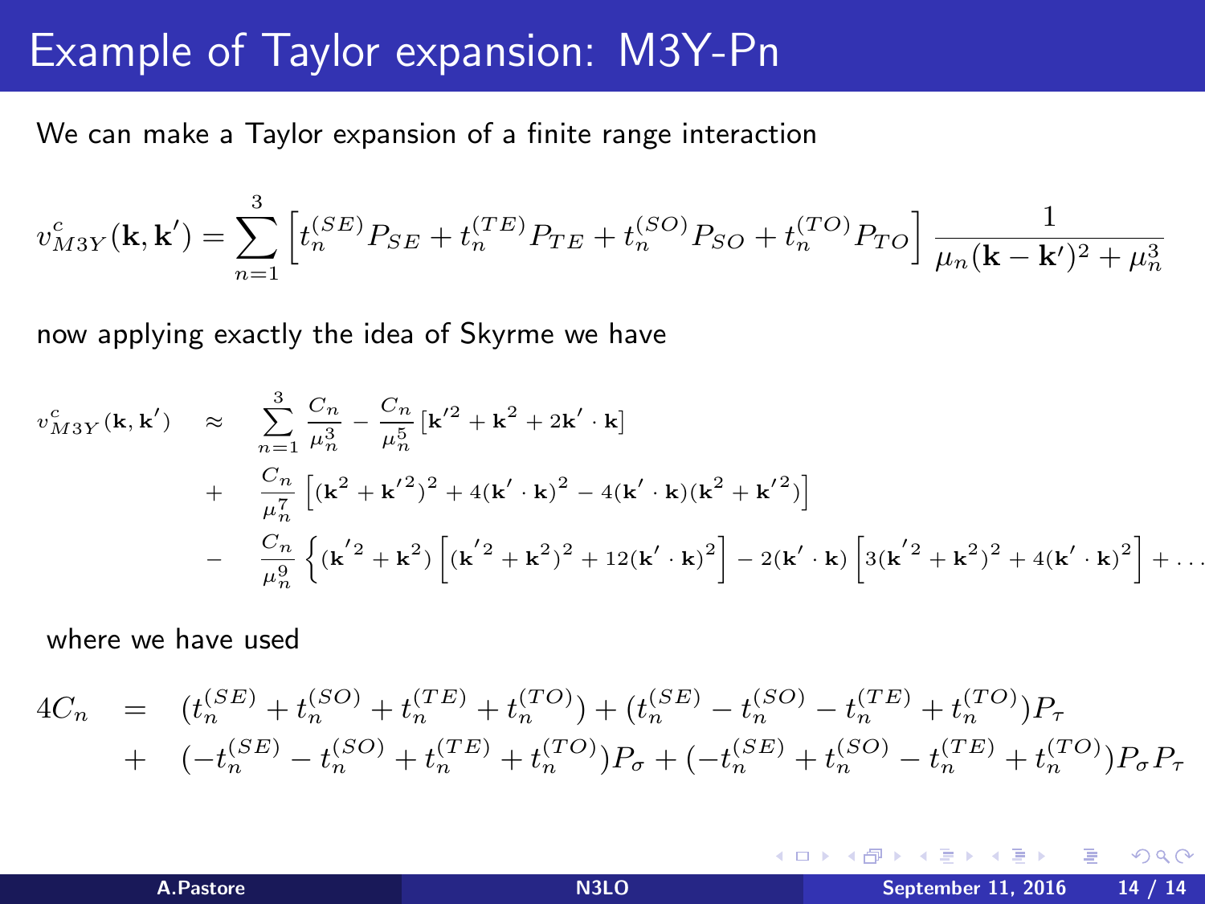# Example of Taylor expansion: M3Y-Pn

We can make a Taylor expansion of a finite range interaction

$$v^c_{M3Y}(\mathbf{k},\mathbf{k}') = \sum_{n=1}^{3} \left[ t_n^{(SE)} P_{SE} + t_n^{(TE)} P_{TE} + t_n^{(SO)} P_{SO} + t_n^{(TO)} P_{TO} \right] \frac{1}{\mu_n(\mathbf{k}-\mathbf{k}')^2 + \mu_n^3}$$

now applying exactly the idea of Skyrme we have

$$\begin{aligned}
v^c_{M3Y}(\mathbf{k},\mathbf{k}') \quad &\approx \quad \sum_{n=1}^{3} \frac{C_n}{\mu_n^3} - \frac{C_n}{\mu_n^5} \left[ \mathbf{k}'^2 + \mathbf{k}^2 + 2\mathbf{k}' \cdot \mathbf{k} \right] \\
&+ \quad \frac{C_n}{\mu_n^7} \left[ (\mathbf{k}^2 + \mathbf{k}'^2)^2 + 4(\mathbf{k}' \cdot \mathbf{k})^2 - 4(\mathbf{k}' \cdot \mathbf{k})(\mathbf{k}^2 + \mathbf{k}'^2) \right] \\
&- \quad \frac{C_n}{\mu_n^9} \left\{ (\mathbf{k}'^2 + \mathbf{k}^2) \left[ (\mathbf{k}'^2 + \mathbf{k}^2)^2 + 12(\mathbf{k}' \cdot \mathbf{k})^2 \right] - 2(\mathbf{k}' \cdot \mathbf{k}) \left[ 3(\mathbf{k}'^2 + \mathbf{k}^2)^2 + 4(\mathbf{k}' \cdot \mathbf{k})^2 \right] + \ldots \right.
\end{aligned}$$

where we have used

$$\begin{aligned}
4C_n \quad &= \quad (t_n^{(SE)} + t_n^{(SO)} + t_n^{(TE)} + t_n^{(TO)}) + (t_n^{(SE)} - t_n^{(SO)} - t_n^{(TE)} + t_n^{(TO)}) P_\tau \\
&+ \quad (-t_n^{(SE)} - t_n^{(SO)} + t_n^{(TE)} + t_n^{(TO)}) P_\sigma + (-t_n^{(SE)} + t_n^{(SO)} - t_n^{(TE)} + t_n^{(TO)}) P_\sigma P_\tau
\end{aligned}$$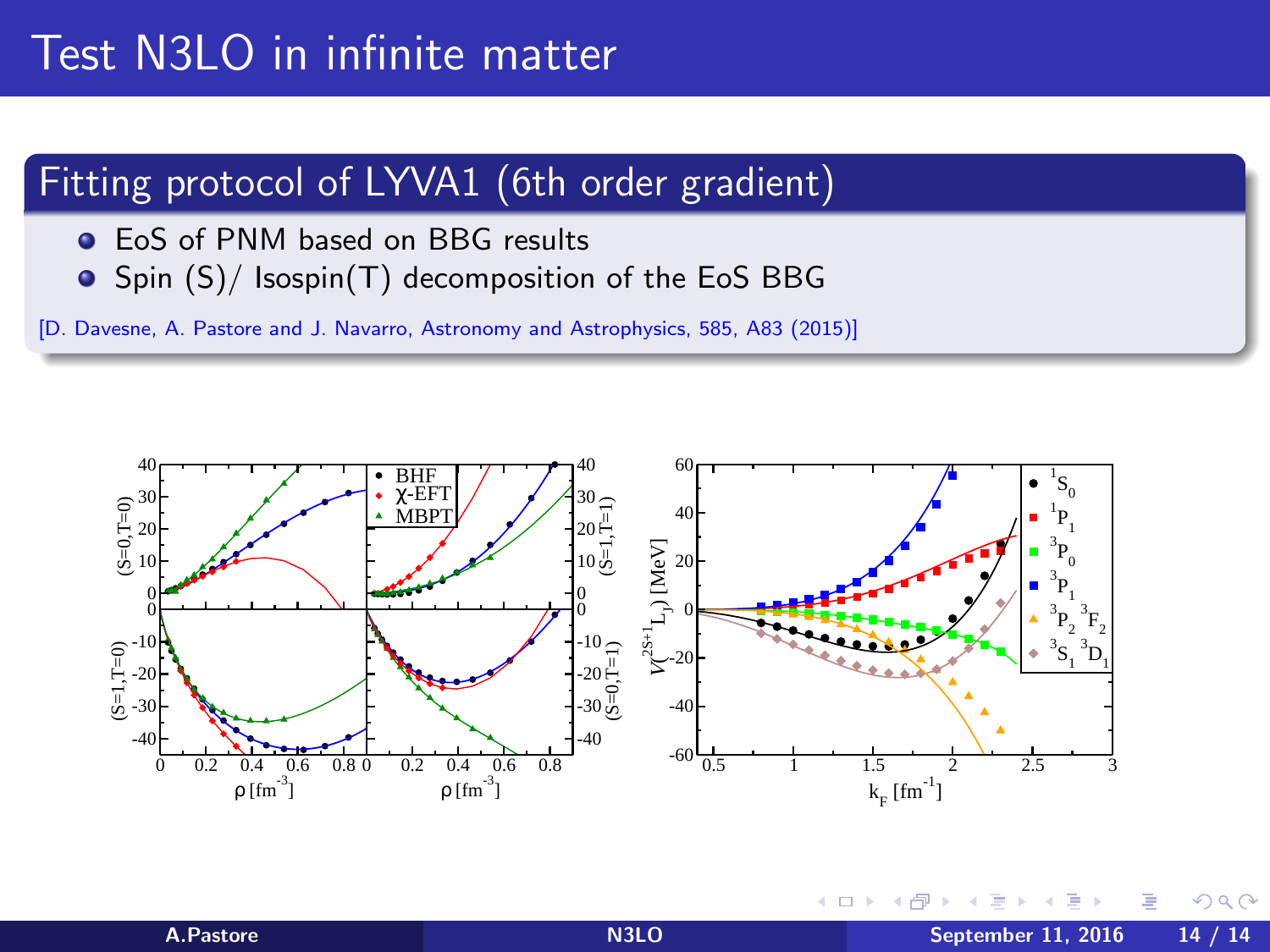# Test N3LO in infinite matter

## Fitting protocol of LYVA1 (6th order gradient)

- EoS of PNM based on BBG results
- Spin (S)/ Isospin(T) decomposition of the EoS BBG

[D. Davesne, A. Pastore and J. Navarro, Astronomy and Astrophysics, 585, A83 (2015)]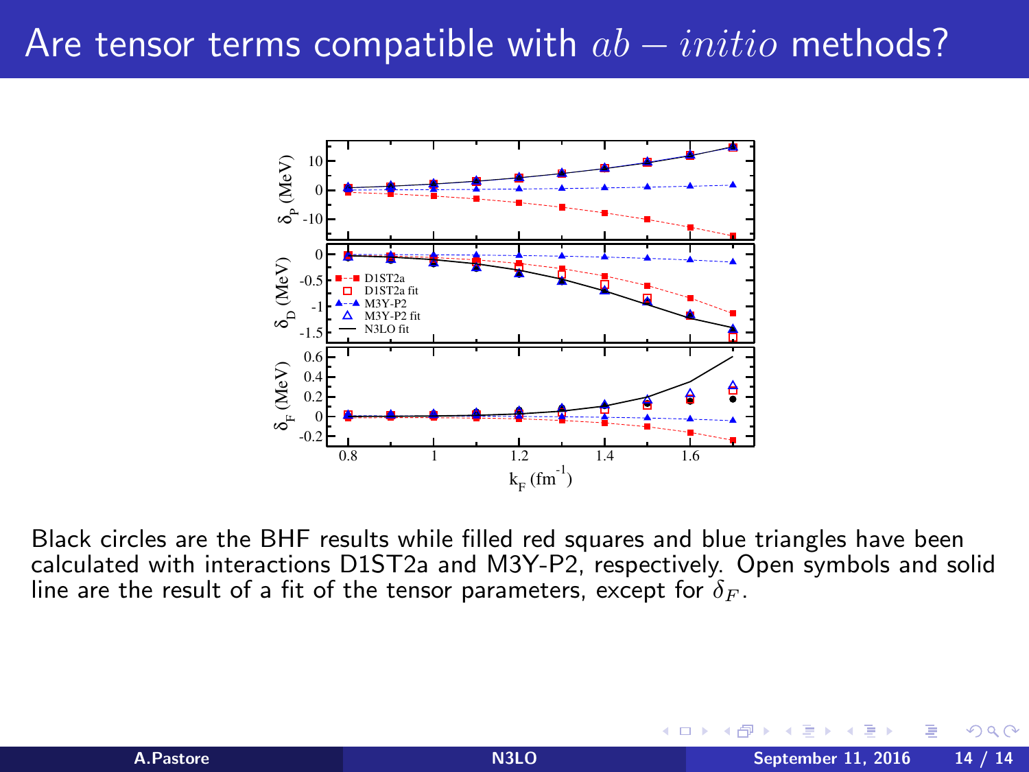# Are tensor terms compatible with $ab-initio$ methods?

$\delta_P$ (MeV)

10
0
-10

$\delta_D$ (MeV)

0
-0.5
-1
-1.5

D1ST2a
D1ST2a fit
M3Y-P2
M3Y-P2 fit
N3LO fit

$\delta_F$ (MeV)

0.6
0.4
0.2
0
-0.2

0.8
1
1.2
1.4
1.6

$k_F$ (fm$^{-1}$)

Black circles are the BHF results while filled red squares and blue triangles have been calculated with interactions D1ST2a and M3Y-P2, respectively. Open symbols and solid line are the result of a fit of the tensor parameters, except for $\delta_F$.